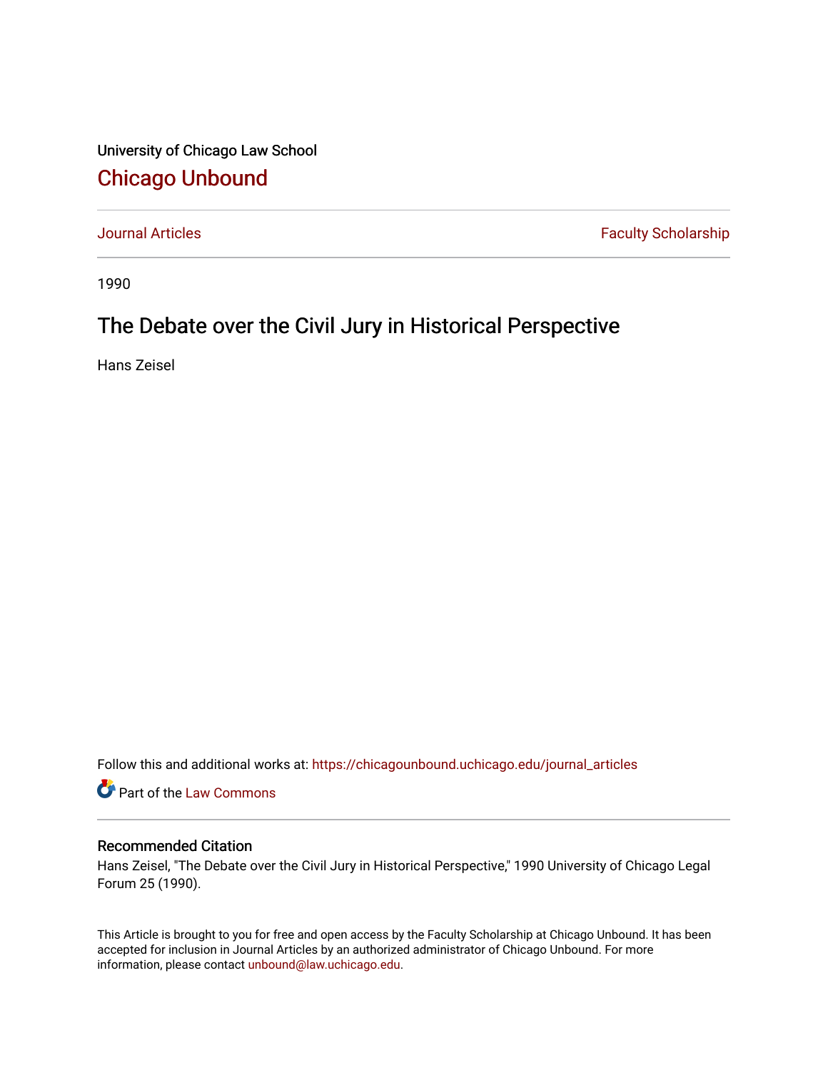University of Chicago Law School

## Chicago Unbound

Journal Articles | Faculty Scholarship

1990

# The Debate over the Civil Jury in Historical Perspective

Hans Zeisel

Follow this and additional works at: https://chicagounbound.uchicago.edu/journal_articles

Part of the Law Commons

### Recommended Citation

Hans Zeisel, "The Debate over the Civil Jury in Historical Perspective," 1990 University of Chicago Legal Forum 25 (1990).

This Article is brought to you for free and open access by the Faculty Scholarship at Chicago Unbound. It has been accepted for inclusion in Journal Articles by an authorized administrator of Chicago Unbound. For more information, please contact unbound@law.uchicago.edu.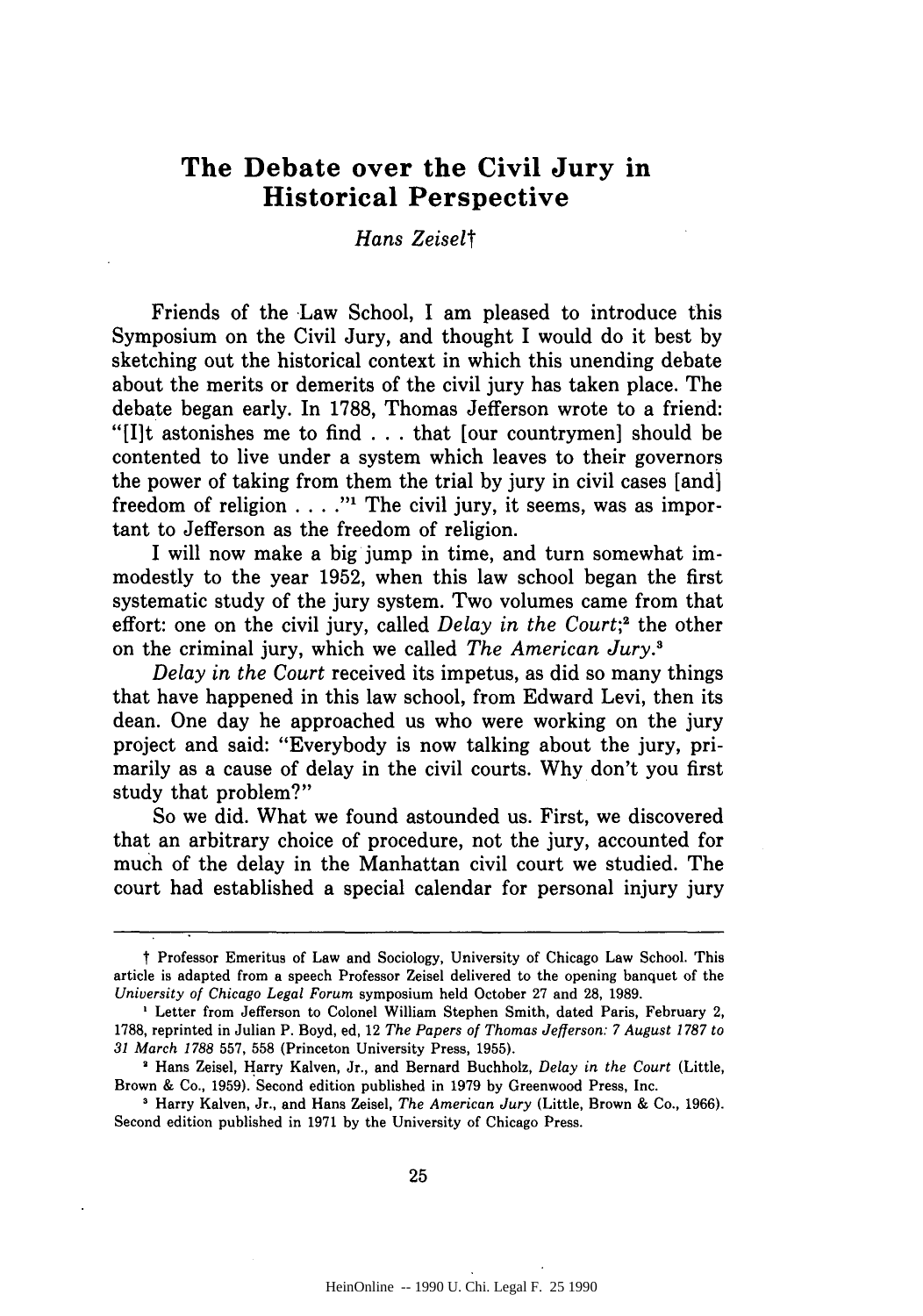# The Debate over the Civil Jury in Historical Perspective

*Hans Zeisel*†

Friends of the Law School, I am pleased to introduce this Symposium on the Civil Jury, and thought I would do it best by sketching out the historical context in which this unending debate about the merits or demerits of the civil jury has taken place. The debate began early. In 1788, Thomas Jefferson wrote to a friend: "[I]t astonishes me to find . . . that [our countrymen] should be contented to live under a system which leaves to their governors the power of taking from them the trial by jury in civil cases [and] freedom of religion . . . ."[1] The civil jury, it seems, was as important to Jefferson as the freedom of religion.

I will now make a big jump in time, and turn somewhat immodestly to the year 1952, when this law school began the first systematic study of the jury system. Two volumes came from that effort: one on the civil jury, called *Delay in the Court*;[2] the other on the criminal jury, which we called *The American Jury*.[3]

*Delay in the Court* received its impetus, as did so many things that have happened in this law school, from Edward Levi, then its dean. One day he approached us who were working on the jury project and said: "Everybody is now talking about the jury, primarily as a cause of delay in the civil courts. Why don't you first study that problem?"

So we did. What we found astounded us. First, we discovered that an arbitrary choice of procedure, not the jury, accounted for much of the delay in the Manhattan civil court we studied. The court had established a special calendar for personal injury jury

---

† Professor Emeritus of Law and Sociology, University of Chicago Law School. This article is adapted from a speech Professor Zeisel delivered to the opening banquet of the *University of Chicago Legal Forum* symposium held October 27 and 28, 1989.

[1] Letter from Jefferson to Colonel William Stephen Smith, dated Paris, February 2, 1788, reprinted in Julian P. Boyd, ed, 12 *The Papers of Thomas Jefferson: 7 August 1787 to 31 March 1788* 557, 558 (Princeton University Press, 1955).

[2] Hans Zeisel, Harry Kalven, Jr., and Bernard Buchholz, *Delay in the Court* (Little, Brown & Co., 1959). Second edition published in 1979 by Greenwood Press, Inc.

[3] Harry Kalven, Jr., and Hans Zeisel, *The American Jury* (Little, Brown & Co., 1966). Second edition published in 1971 by the University of Chicago Press.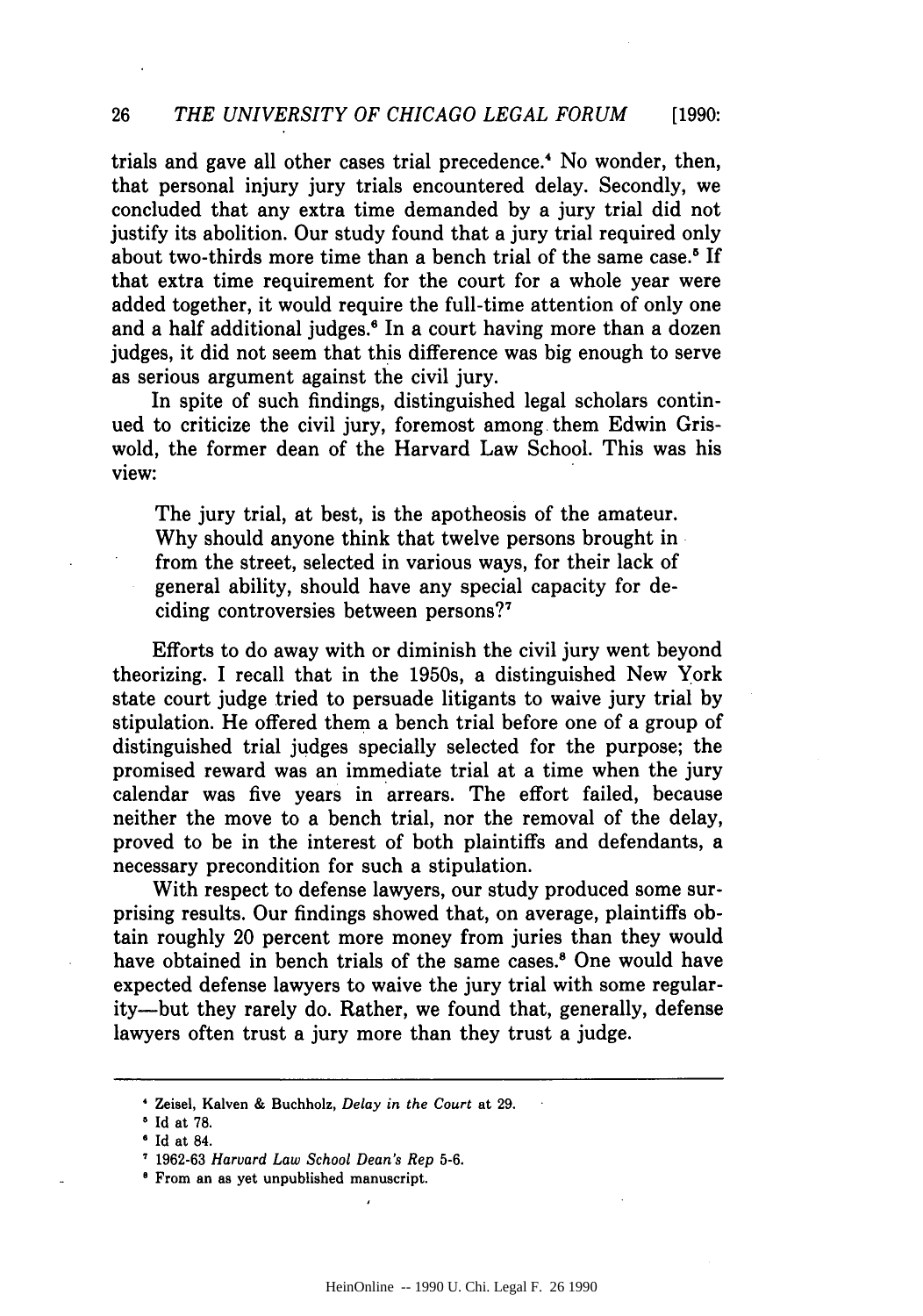trials and gave all other cases trial precedence.[4] No wonder, then, that personal injury jury trials encountered delay. Secondly, we concluded that any extra time demanded by a jury trial did not justify its abolition. Our study found that a jury trial required only about two-thirds more time than a bench trial of the same case.[5] If that extra time requirement for the court for a whole year were added together, it would require the full-time attention of only one and a half additional judges.[6] In a court having more than a dozen judges, it did not seem that this difference was big enough to serve as serious argument against the civil jury.

In spite of such findings, distinguished legal scholars continued to criticize the civil jury, foremost among them Edwin Griswold, the former dean of the Harvard Law School. This was his view:

> The jury trial, at best, is the apotheosis of the amateur. Why should anyone think that twelve persons brought in from the street, selected in various ways, for their lack of general ability, should have any special capacity for deciding controversies between persons?[7]

Efforts to do away with or diminish the civil jury went beyond theorizing. I recall that in the 1950s, a distinguished New York state court judge tried to persuade litigants to waive jury trial by stipulation. He offered them a bench trial before one of a group of distinguished trial judges specially selected for the purpose; the promised reward was an immediate trial at a time when the jury calendar was five years in arrears. The effort failed, because neither the move to a bench trial, nor the removal of the delay, proved to be in the interest of both plaintiffs and defendants, a necessary precondition for such a stipulation.

With respect to defense lawyers, our study produced some surprising results. Our findings showed that, on average, plaintiffs obtain roughly 20 percent more money from juries than they would have obtained in bench trials of the same cases.[8] One would have expected defense lawyers to waive the jury trial with some regularity—but they rarely do. Rather, we found that, generally, defense lawyers often trust a jury more than they trust a judge.

---

[4] Zeisel, Kalven & Buchholz, *Delay in the Court* at 29.

[5] Id at 78.

[6] Id at 84.

[7] 1962-63 *Harvard Law School Dean's Rep* 5-6.

[8] From an as yet unpublished manuscript.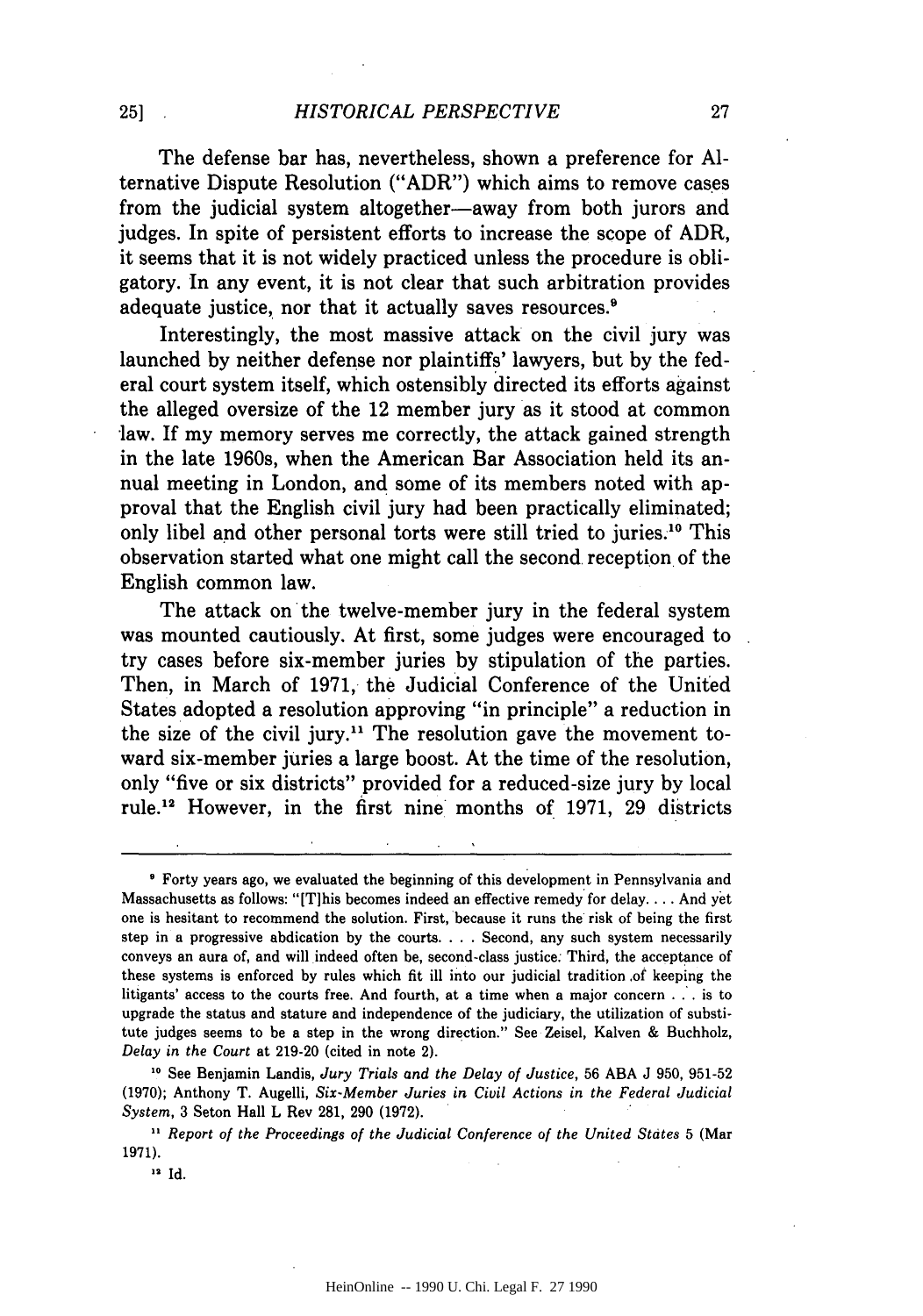The defense bar has, nevertheless, shown a preference for Alternative Dispute Resolution ("ADR") which aims to remove cases from the judicial system altogether—away from both jurors and judges. In spite of persistent efforts to increase the scope of ADR, it seems that it is not widely practiced unless the procedure is obligatory. In any event, it is not clear that such arbitration provides adequate justice, nor that it actually saves resources.[9]

Interestingly, the most massive attack on the civil jury was launched by neither defense nor plaintiffs' lawyers, but by the federal court system itself, which ostensibly directed its efforts against the alleged oversize of the 12 member jury as it stood at common law. If my memory serves me correctly, the attack gained strength in the late 1960s, when the American Bar Association held its annual meeting in London, and some of its members noted with approval that the English civil jury had been practically eliminated; only libel and other personal torts were still tried to juries.[10] This observation started what one might call the second reception of the English common law.

The attack on the twelve-member jury in the federal system was mounted cautiously. At first, some judges were encouraged to try cases before six-member juries by stipulation of the parties. Then, in March of 1971, the Judicial Conference of the United States adopted a resolution approving "in principle" a reduction in the size of the civil jury.[11] The resolution gave the movement toward six-member juries a large boost. At the time of the resolution, only "five or six districts" provided for a reduced-size jury by local rule.[12] However, in the first nine months of 1971, 29 districts

---

[9] Forty years ago, we evaluated the beginning of this development in Pennsylvania and Massachusetts as follows: "[T]his becomes indeed an effective remedy for delay. . . . And yet one is hesitant to recommend the solution. First, because it runs the risk of being the first step in a progressive abdication by the courts. . . . Second, any such system necessarily conveys an aura of, and will indeed often be, second-class justice. Third, the acceptance of these systems is enforced by rules which fit ill into our judicial tradition of keeping the litigants' access to the courts free. And fourth, at a time when a major concern . . . is to upgrade the status and stature and independence of the judiciary, the utilization of substitute judges seems to be a step in the wrong direction." See Zeisel, Kalven & Buchholz, *Delay in the Court* at 219-20 (cited in note 2).

[10] See Benjamin Landis, *Jury Trials and the Delay of Justice*, 56 ABA J 950, 951-52 (1970); Anthony T. Augelli, *Six-Member Juries in Civil Actions in the Federal Judicial System*, 3 Seton Hall L Rev 281, 290 (1972).

[11] *Report of the Proceedings of the Judicial Conference of the United States* 5 (Mar 1971).

[12] Id.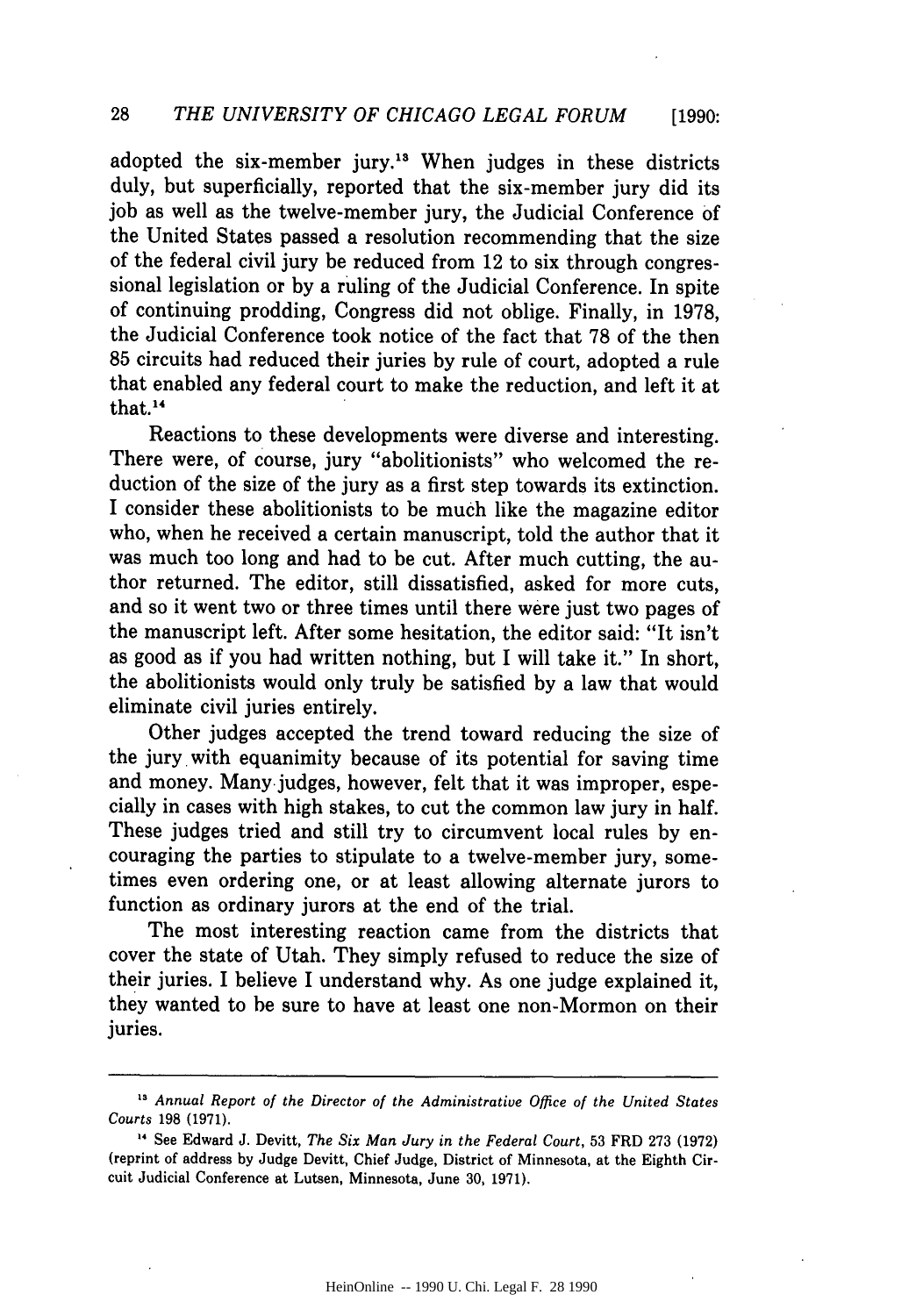adopted the six-member jury.[13] When judges in these districts duly, but superficially, reported that the six-member jury did its job as well as the twelve-member jury, the Judicial Conference of the United States passed a resolution recommending that the size of the federal civil jury be reduced from 12 to six through congressional legislation or by a ruling of the Judicial Conference. In spite of continuing prodding, Congress did not oblige. Finally, in 1978, the Judicial Conference took notice of the fact that 78 of the then 85 circuits had reduced their juries by rule of court, adopted a rule that enabled any federal court to make the reduction, and left it at that.[14]

Reactions to these developments were diverse and interesting. There were, of course, jury "abolitionists" who welcomed the reduction of the size of the jury as a first step towards its extinction. I consider these abolitionists to be much like the magazine editor who, when he received a certain manuscript, told the author that it was much too long and had to be cut. After much cutting, the author returned. The editor, still dissatisfied, asked for more cuts, and so it went two or three times until there were just two pages of the manuscript left. After some hesitation, the editor said: "It isn't as good as if you had written nothing, but I will take it." In short, the abolitionists would only truly be satisfied by a law that would eliminate civil juries entirely.

Other judges accepted the trend toward reducing the size of the jury with equanimity because of its potential for saving time and money. Many judges, however, felt that it was improper, especially in cases with high stakes, to cut the common law jury in half. These judges tried and still try to circumvent local rules by encouraging the parties to stipulate to a twelve-member jury, sometimes even ordering one, or at least allowing alternate jurors to function as ordinary jurors at the end of the trial.

The most interesting reaction came from the districts that cover the state of Utah. They simply refused to reduce the size of their juries. I believe I understand why. As one judge explained it, they wanted to be sure to have at least one non-Mormon on their juries.

---

[13] *Annual Report of the Director of the Administrative Office of the United States Courts* 198 (1971).

[14] See Edward J. Devitt, *The Six Man Jury in the Federal Court*, 53 FRD 273 (1972) (reprint of address by Judge Devitt, Chief Judge, District of Minnesota, at the Eighth Circuit Judicial Conference at Lutsen, Minnesota, June 30, 1971).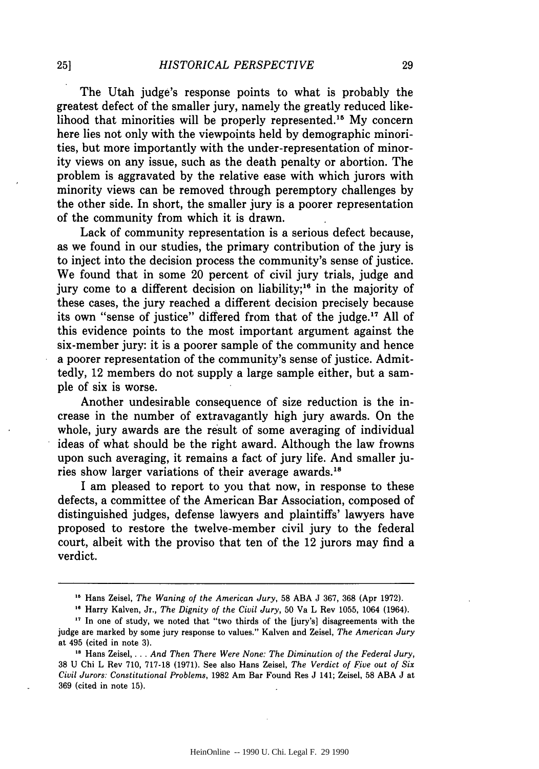The Utah judge's response points to what is probably the greatest defect of the smaller jury, namely the greatly reduced likelihood that minorities will be properly represented.[15] My concern here lies not only with the viewpoints held by demographic minorities, but more importantly with the under-representation of minority views on any issue, such as the death penalty or abortion. The problem is aggravated by the relative ease with which jurors with minority views can be removed through peremptory challenges by the other side. In short, the smaller jury is a poorer representation of the community from which it is drawn.

Lack of community representation is a serious defect because, as we found in our studies, the primary contribution of the jury is to inject into the decision process the community's sense of justice. We found that in some 20 percent of civil jury trials, judge and jury come to a different decision on liability;[16] in the majority of these cases, the jury reached a different decision precisely because its own "sense of justice" differed from that of the judge.[17] All of this evidence points to the most important argument against the six-member jury: it is a poorer sample of the community and hence a poorer representation of the community's sense of justice. Admittedly, 12 members do not supply a large sample either, but a sample of six is worse.

Another undesirable consequence of size reduction is the increase in the number of extravagantly high jury awards. On the whole, jury awards are the result of some averaging of individual ideas of what should be the right award. Although the law frowns upon such averaging, it remains a fact of jury life. And smaller juries show larger variations of their average awards.[18]

I am pleased to report to you that now, in response to these defects, a committee of the American Bar Association, composed of distinguished judges, defense lawyers and plaintiffs' lawyers have proposed to restore the twelve-member civil jury to the federal court, albeit with the proviso that ten of the 12 jurors may find a verdict.

---

[15] Hans Zeisel, *The Waning of the American Jury*, 58 ABA J 367, 368 (Apr 1972).

[16] Harry Kalven, Jr., *The Dignity of the Civil Jury*, 50 Va L Rev 1055, 1064 (1964).

[17] In one of study, we noted that "two thirds of the [jury's] disagreements with the judge are marked by some jury response to values." Kalven and Zeisel, *The American Jury* at 495 (cited in note 3).

[18] Hans Zeisel, *... And Then There Were None: The Diminution of the Federal Jury*, 38 U Chi L Rev 710, 717-18 (1971). See also Hans Zeisel, *The Verdict of Five out of Six Civil Jurors: Constitutional Problems*, 1982 Am Bar Found Res J 141; Zeisel, 58 ABA J at 369 (cited in note 15).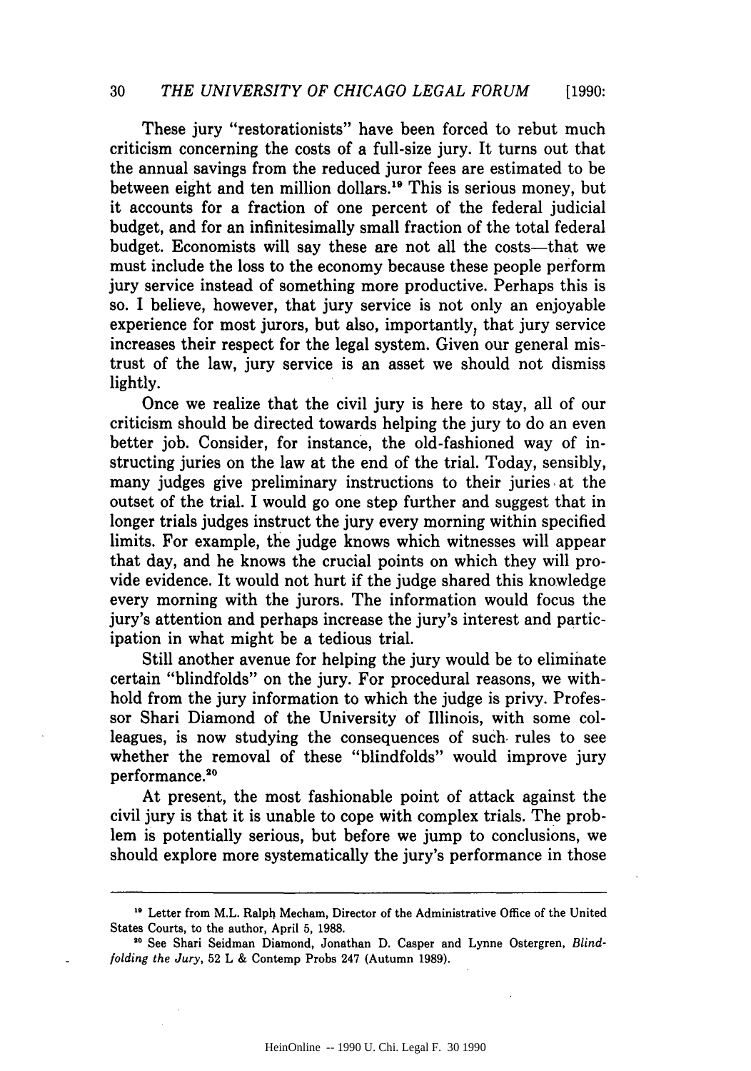These jury "restorationists" have been forced to rebut much criticism concerning the costs of a full-size jury. It turns out that the annual savings from the reduced juror fees are estimated to be between eight and ten million dollars.[19] This is serious money, but it accounts for a fraction of one percent of the federal judicial budget, and for an infinitesimally small fraction of the total federal budget. Economists will say these are not all the costs—that we must include the loss to the economy because these people perform jury service instead of something more productive. Perhaps this is so. I believe, however, that jury service is not only an enjoyable experience for most jurors, but also, importantly, that jury service increases their respect for the legal system. Given our general mistrust of the law, jury service is an asset we should not dismiss lightly.

Once we realize that the civil jury is here to stay, all of our criticism should be directed towards helping the jury to do an even better job. Consider, for instance, the old-fashioned way of instructing juries on the law at the end of the trial. Today, sensibly, many judges give preliminary instructions to their juries at the outset of the trial. I would go one step further and suggest that in longer trials judges instruct the jury every morning within specified limits. For example, the judge knows which witnesses will appear that day, and he knows the crucial points on which they will provide evidence. It would not hurt if the judge shared this knowledge every morning with the jurors. The information would focus the jury's attention and perhaps increase the jury's interest and participation in what might be a tedious trial.

Still another avenue for helping the jury would be to eliminate certain "blindfolds" on the jury. For procedural reasons, we withhold from the jury information to which the judge is privy. Professor Shari Diamond of the University of Illinois, with some colleagues, is now studying the consequences of such rules to see whether the removal of these "blindfolds" would improve jury performance.[20]

At present, the most fashionable point of attack against the civil jury is that it is unable to cope with complex trials. The problem is potentially serious, but before we jump to conclusions, we should explore more systematically the jury's performance in those

---

[19] Letter from M.L. Ralph Mecham, Director of the Administrative Office of the United States Courts, to the author, April 5, 1988.

[20] See Shari Seidman Diamond, Jonathan D. Casper and Lynne Ostergren, *Blindfolding the Jury*, 52 L & Contemp Probs 247 (Autumn 1989).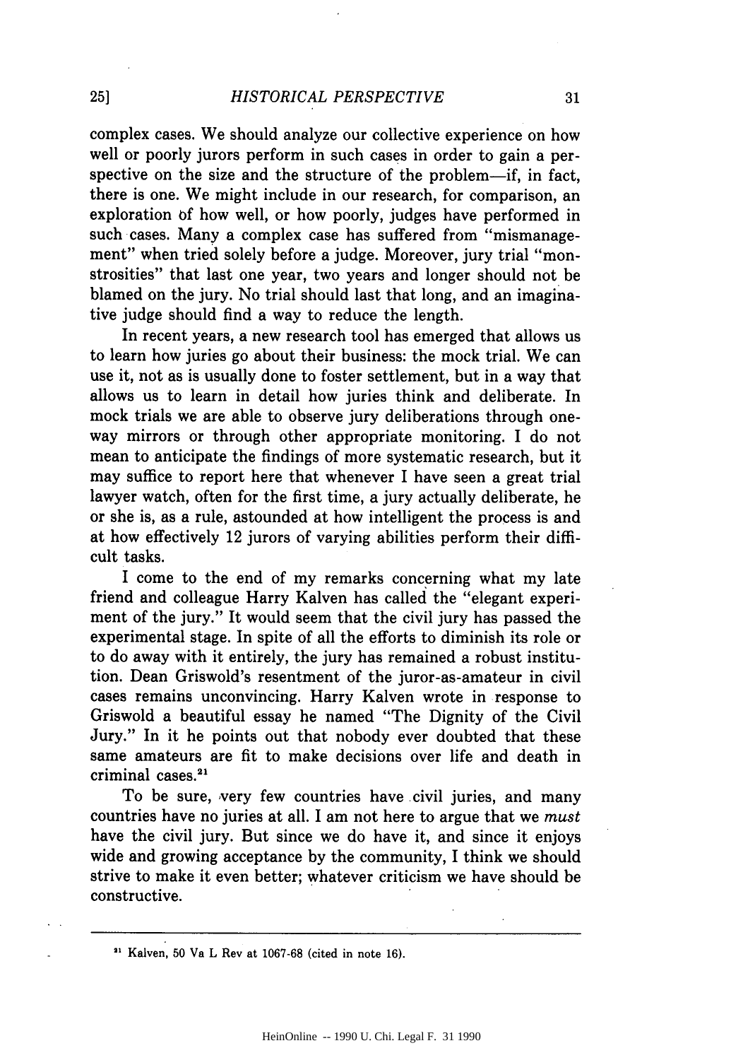complex cases. We should analyze our collective experience on how well or poorly jurors perform in such cases in order to gain a perspective on the size and the structure of the problem—if, in fact, there is one. We might include in our research, for comparison, an exploration of how well, or how poorly, judges have performed in such cases. Many a complex case has suffered from "mismanagement" when tried solely before a judge. Moreover, jury trial "monstrosities" that last one year, two years and longer should not be blamed on the jury. No trial should last that long, and an imaginative judge should find a way to reduce the length.

In recent years, a new research tool has emerged that allows us to learn how juries go about their business: the mock trial. We can use it, not as is usually done to foster settlement, but in a way that allows us to learn in detail how juries think and deliberate. In mock trials we are able to observe jury deliberations through one-way mirrors or through other appropriate monitoring. I do not mean to anticipate the findings of more systematic research, but it may suffice to report here that whenever I have seen a great trial lawyer watch, often for the first time, a jury actually deliberate, he or she is, as a rule, astounded at how intelligent the process is and at how effectively 12 jurors of varying abilities perform their difficult tasks.

I come to the end of my remarks concerning what my late friend and colleague Harry Kalven has called the "elegant experiment of the jury." It would seem that the civil jury has passed the experimental stage. In spite of all the efforts to diminish its role or to do away with it entirely, the jury has remained a robust institution. Dean Griswold's resentment of the juror-as-amateur in civil cases remains unconvincing. Harry Kalven wrote in response to Griswold a beautiful essay he named "The Dignity of the Civil Jury." In it he points out that nobody ever doubted that these same amateurs are fit to make decisions over life and death in criminal cases.[21]

To be sure, very few countries have civil juries, and many countries have no juries at all. I am not here to argue that we *must* have the civil jury. But since we do have it, and since it enjoys wide and growing acceptance by the community, I think we should strive to make it even better; whatever criticism we have should be constructive.

---

[21] Kalven, 50 Va L Rev at 1067-68 (cited in note 16).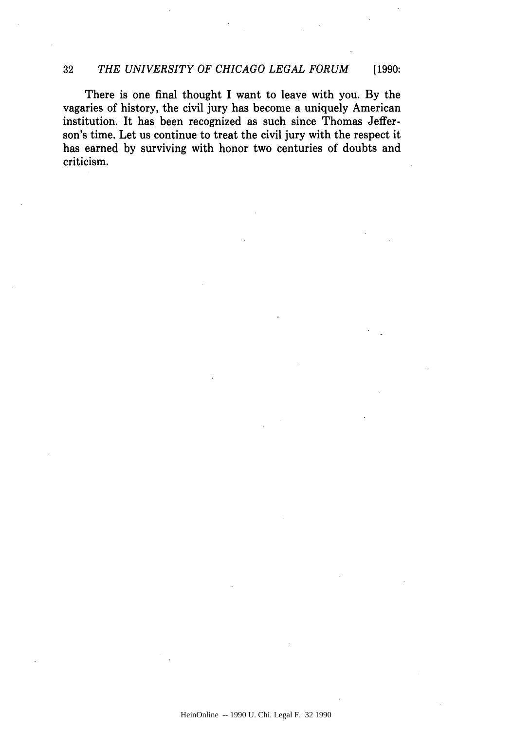There is one final thought I want to leave with you. By the vagaries of history, the civil jury has become a uniquely American institution. It has been recognized as such since Thomas Jefferson's time. Let us continue to treat the civil jury with the respect it has earned by surviving with honor two centuries of doubts and criticism.